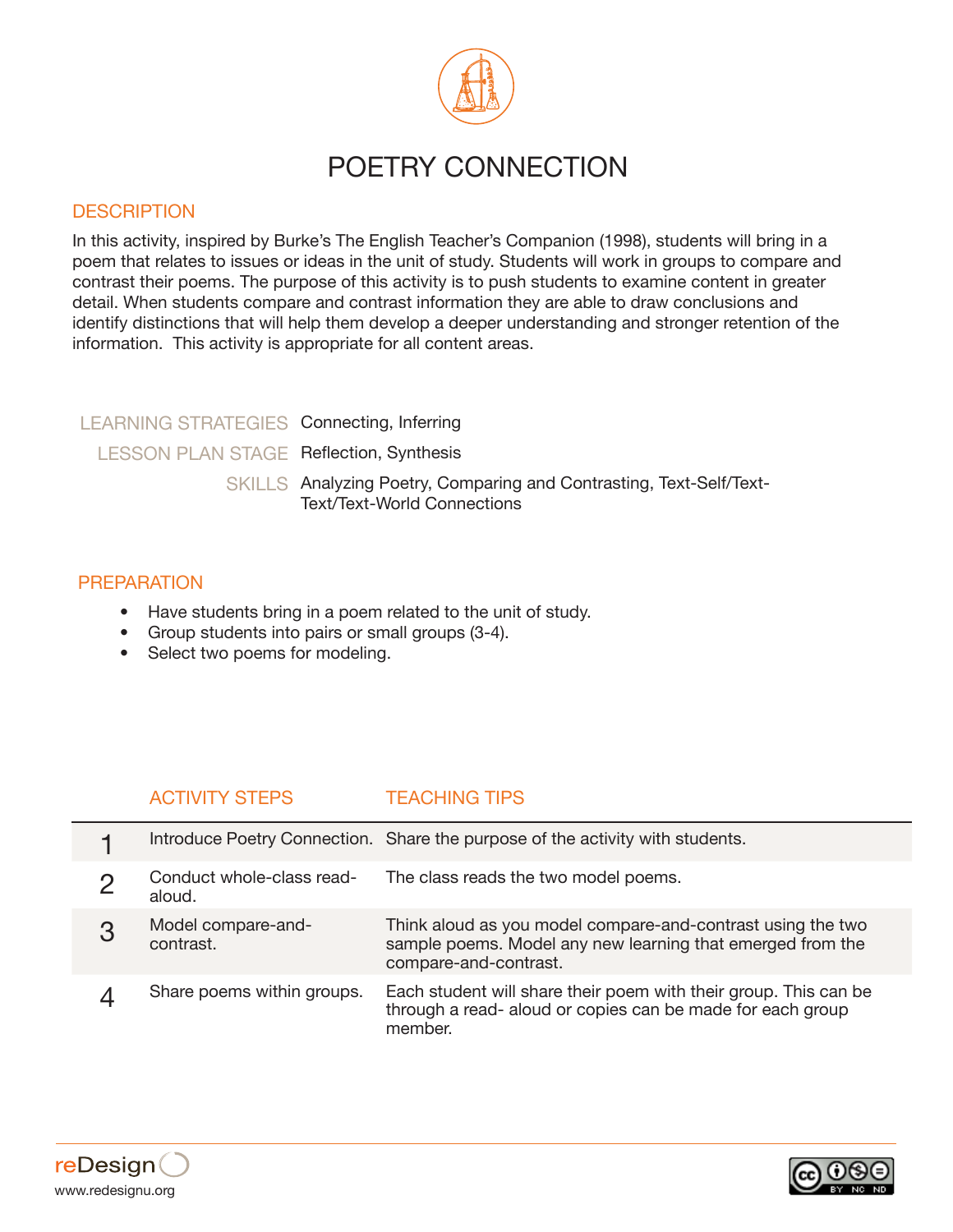# POETRY CONNECTION

## DESCRIPTION

In this activity, inspired by Burke's The English Teacher's Companion (1998), students will bring in a poem that relates to issues or ideas in the unit of study. Students will work in groups to compare and contrast their poems. The purpose of this activity is to push students to examine content in greater detail. When students compare and contrast information they are able to draw conclusions and identify distinctions that will help them develop a deeper understanding and stronger retention of the information. This activity is appropriate for all content areas.

| | |
|---|---|
| LEARNING STRATEGIES | Connecting, Inferring |
| LESSON PLAN STAGE | Reflection, Synthesis |
| SKILLS | Analyzing Poetry, Comparing and Contrasting, Text-Self/Text-Text/Text-World Connections |

## PREPARATION

- Have students bring in a poem related to the unit of study.
- Group students into pairs or small groups (3-4).
- Select two poems for modeling.

| | ACTIVITY STEPS | TEACHING TIPS |
|---|---|---|
| 1 | Introduce Poetry Connection. | Share the purpose of the activity with students. |
| 2 | Conduct whole-class read-aloud. | The class reads the two model poems. |
| 3 | Model compare-and-contrast. | Think aloud as you model compare-and-contrast using the two sample poems. Model any new learning that emerged from the compare-and-contrast. |
| 4 | Share poems within groups. | Each student will share their poem with their group. This can be through a read- aloud or copies can be made for each group member. |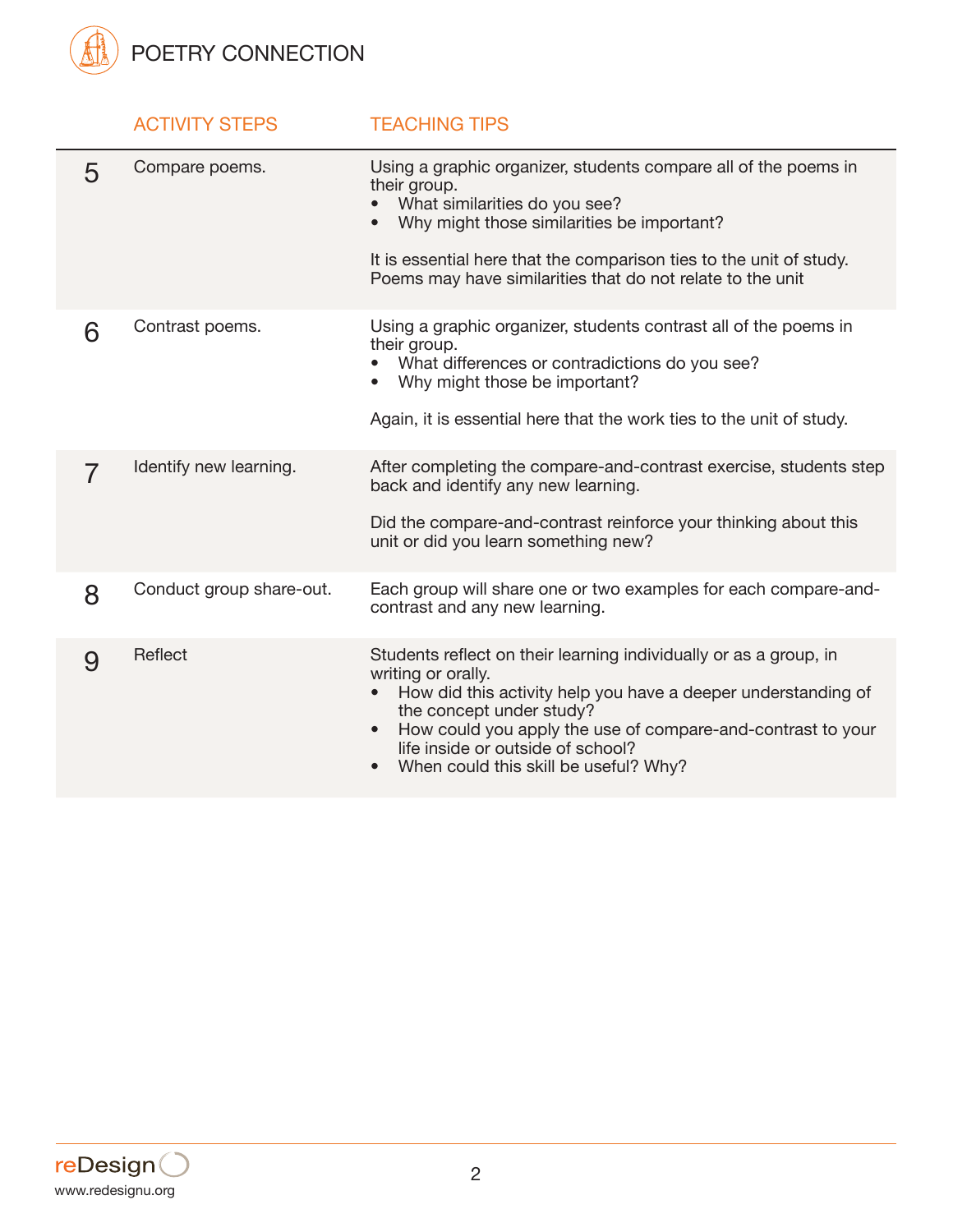# POETRY CONNECTION

| | ACTIVITY STEPS | TEACHING TIPS |
|---|---|---|
| 5 | Compare poems. | Using a graphic organizer, students compare all of the poems in their group.<br>• What similarities do you see?<br>• Why might those similarities be important?<br><br>It is essential here that the comparison ties to the unit of study. Poems may have similarities that do not relate to the unit |
| 6 | Contrast poems. | Using a graphic organizer, students contrast all of the poems in their group.<br>• What differences or contradictions do you see?<br>• Why might those be important?<br><br>Again, it is essential here that the work ties to the unit of study. |
| 7 | Identify new learning. | After completing the compare-and-contrast exercise, students step back and identify any new learning.<br><br>Did the compare-and-contrast reinforce your thinking about this unit or did you learn something new? |
| 8 | Conduct group share-out. | Each group will share one or two examples for each compare-and-contrast and any new learning. |
| 9 | Reflect | Students reflect on their learning individually or as a group, in writing or orally.<br>• How did this activity help you have a deeper understanding of the concept under study?<br>• How could you apply the use of compare-and-contrast to your life inside or outside of school?<br>• When could this skill be useful? Why? |

reDesign
www.redesignu.org